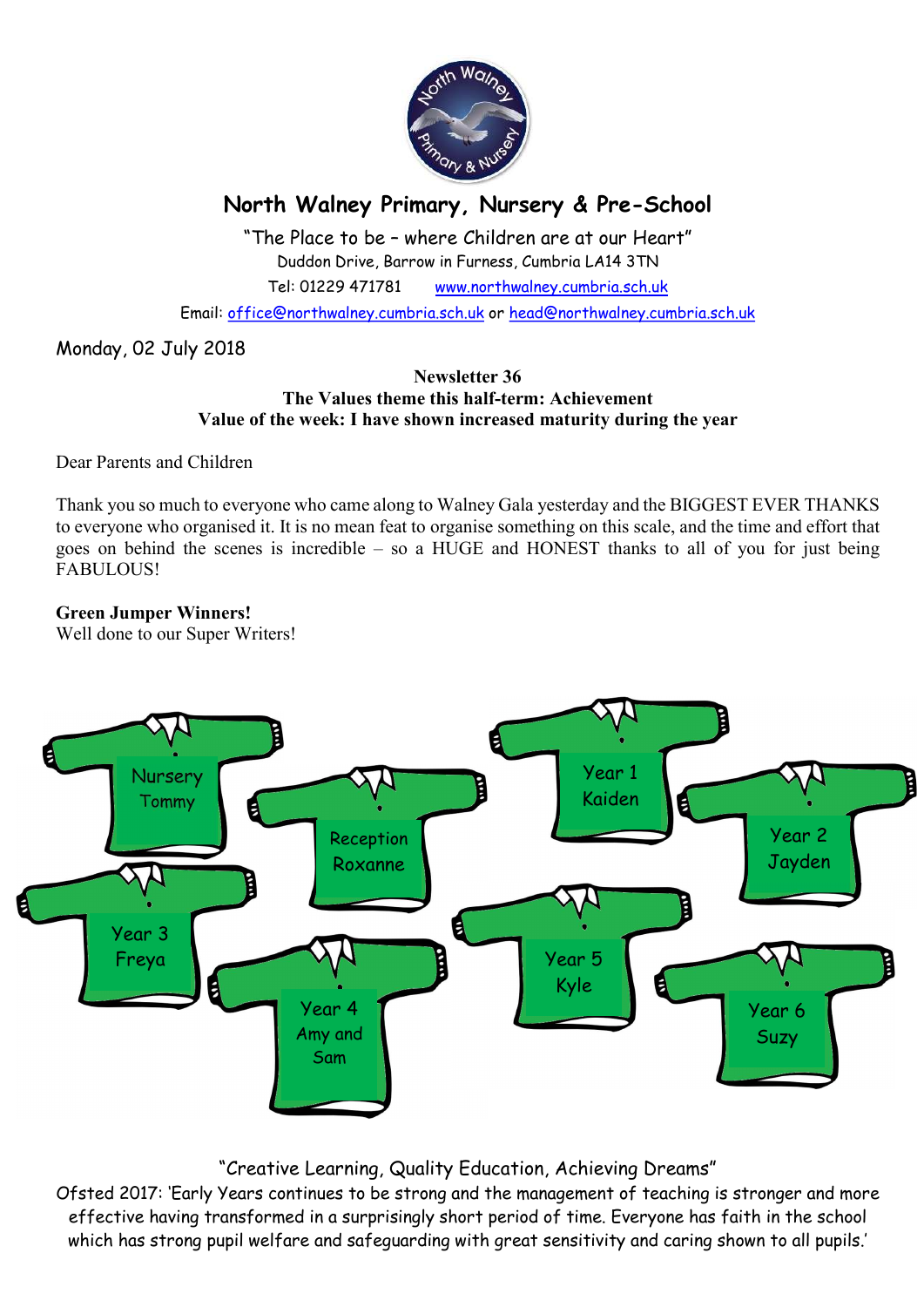# North Walney Primary, Nursery & Pre-School

"The Place to be – where Children are at our Heart"

Duddon Drive, Barrow in Furness, Cumbria LA14 3TN

Tel: 01229 471781 www.northwalney.cumbria.sch.uk

Email: office@northwalney.cumbria.sch.uk or head@northwalney.cumbria.sch.uk

Monday, 02 July 2018

**Newsletter 36**
**The Values theme this half-term: Achievement**
**Value of the week: I have shown increased maturity during the year**

Dear Parents and Children

Thank you so much to everyone who came along to Walney Gala yesterday and the BIGGEST EVER THANKS to everyone who organised it. It is no mean feat to organise something on this scale, and the time and effort that goes on behind the scenes is incredible – so a HUGE and HONEST thanks to all of you for just being FABULOUS!

**Green Jumper Winners!**
Well done to our Super Writers!

- Nursery – Tommy
- Reception – Roxanne
- Year 1 – Kaiden
- Year 2 – Jayden
- Year 3 – Freya
- Year 4 – Amy and Sam
- Year 5 – Kyle
- Year 6 – Suzy

"Creative Learning, Quality Education, Achieving Dreams"

Ofsted 2017: 'Early Years continues to be strong and the management of teaching is stronger and more effective having transformed in a surprisingly short period of time. Everyone has faith in the school which has strong pupil welfare and safeguarding with great sensitivity and caring shown to all pupils.'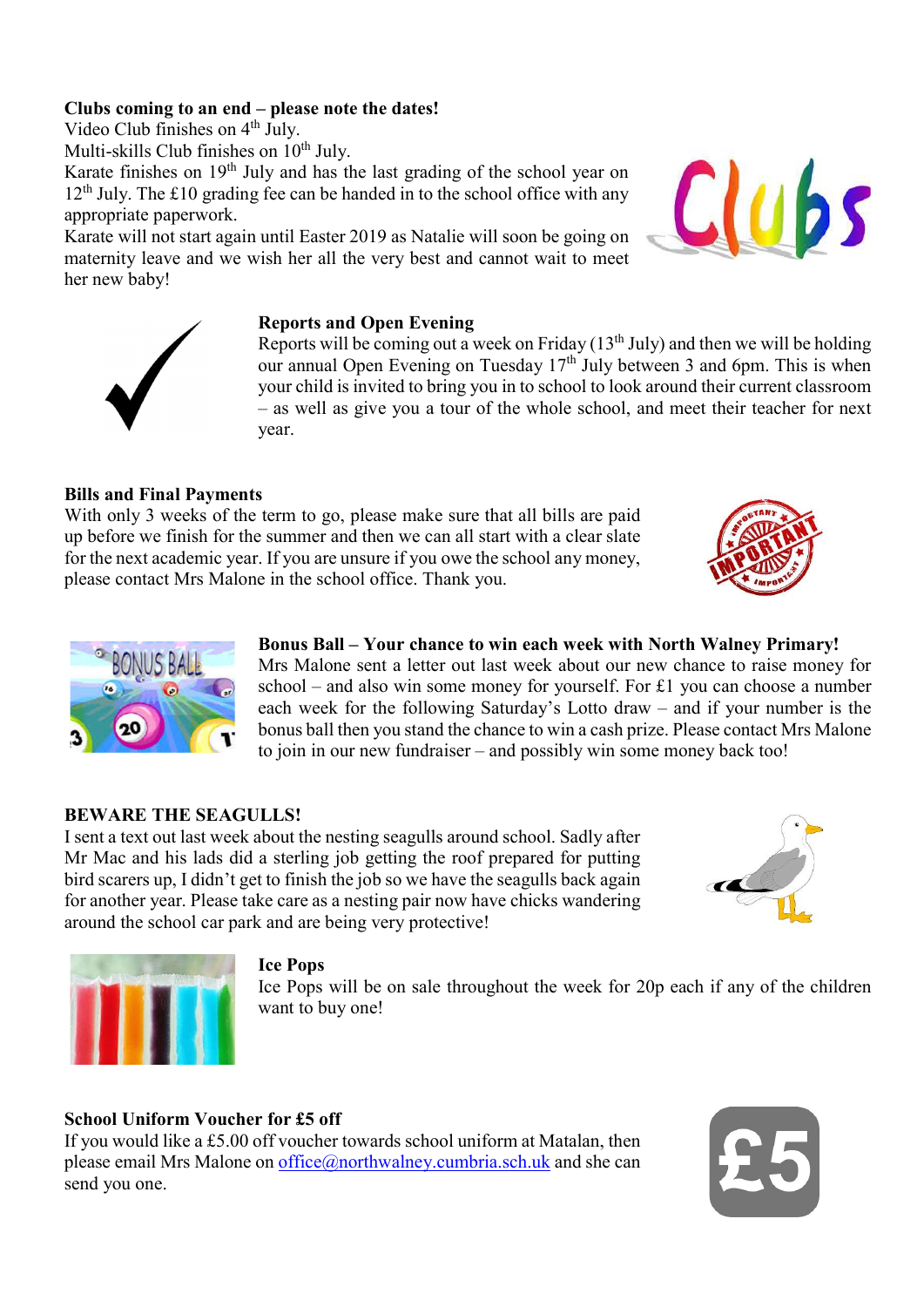**Clubs coming to an end – please note the dates!**

Video Club finishes on 4th July.

Multi-skills Club finishes on 10th July.

Karate finishes on 19th July and has the last grading of the school year on 12th July. The £10 grading fee can be handed in to the school office with any appropriate paperwork.

Karate will not start again until Easter 2019 as Natalie will soon be going on maternity leave and we wish her all the very best and cannot wait to meet her new baby!

**Reports and Open Evening**

Reports will be coming out a week on Friday (13th July) and then we will be holding our annual Open Evening on Tuesday 17th July between 3 and 6pm. This is when your child is invited to bring you in to school to look around their current classroom – as well as give you a tour of the whole school, and meet their teacher for next year.

**Bills and Final Payments**

With only 3 weeks of the term to go, please make sure that all bills are paid up before we finish for the summer and then we can all start with a clear slate for the next academic year. If you are unsure if you owe the school any money, please contact Mrs Malone in the school office. Thank you.

**Bonus Ball – Your chance to win each week with North Walney Primary!**

Mrs Malone sent a letter out last week about our new chance to raise money for school – and also win some money for yourself. For £1 you can choose a number each week for the following Saturday's Lotto draw – and if your number is the bonus ball then you stand the chance to win a cash prize. Please contact Mrs Malone to join in our new fundraiser – and possibly win some money back too!

**BEWARE THE SEAGULLS!**

I sent a text out last week about the nesting seagulls around school. Sadly after Mr Mac and his lads did a sterling job getting the roof prepared for putting bird scarers up, I didn't get to finish the job so we have the seagulls back again for another year. Please take care as a nesting pair now have chicks wandering around the school car park and are being very protective!

**Ice Pops**

Ice Pops will be on sale throughout the week for 20p each if any of the children want to buy one!

**School Uniform Voucher for £5 off**

If you would like a £5.00 off voucher towards school uniform at Matalan, then please email Mrs Malone on office@northwalney.cumbria.sch.uk and she can send you one.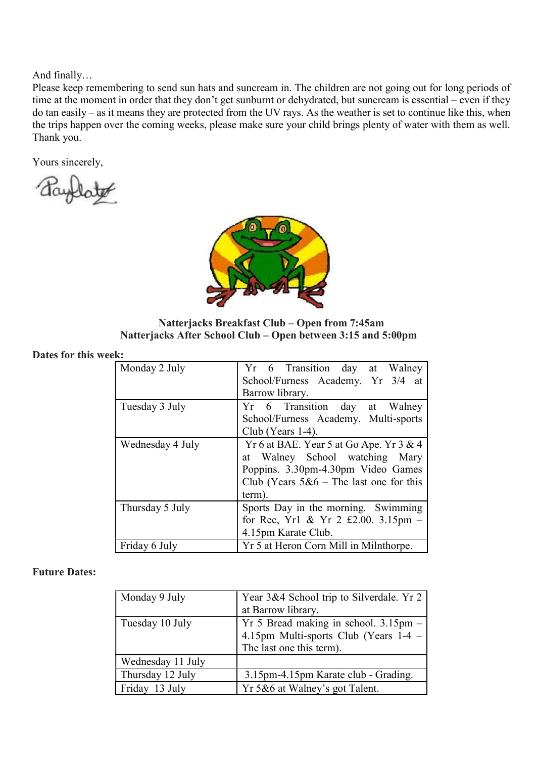And finally…
Please keep remembering to send sun hats and suncream in. The children are not going out for long periods of time at the moment in order that they don't get sunburnt or dehydrated, but suncream is essential – even if they do tan easily – as it means they are protected from the UV rays. As the weather is set to continue like this, when the trips happen over the coming weeks, please make sure your child brings plenty of water with them as well. Thank you.

Yours sincerely,

**Natterjacks Breakfast Club – Open from 7:45am**
**Natterjacks After School Club – Open between 3:15 and 5:00pm**

**Dates for this week:**

| | |
|---|---|
| Monday 2 July | Yr 6 Transition day at Walney School/Furness Academy. Yr 3/4 at Barrow library. |
| Tuesday 3 July | Yr 6 Transition day at Walney School/Furness Academy. Multi-sports Club (Years 1-4). |
| Wednesday 4 July | Yr 6 at BAE. Year 5 at Go Ape. Yr 3 & 4 at Walney School watching Mary Poppins. 3.30pm-4.30pm Video Games Club (Years 5&6 – The last one for this term). |
| Thursday 5 July | Sports Day in the morning. Swimming for Rec, Yr1 & Yr 2 £2.00. 3.15pm – 4.15pm Karate Club. |
| Friday 6 July | Yr 5 at Heron Corn Mill in Milnthorpe. |

**Future Dates:**

| | |
|---|---|
| Monday 9 July | Year 3&4 School trip to Silverdale. Yr 2 at Barrow library. |
| Tuesday 10 July | Yr 5 Bread making in school. 3.15pm – 4.15pm Multi-sports Club (Years 1-4 – The last one this term). |
| Wednesday 11 July | |
| Thursday 12 July | 3.15pm-4.15pm Karate club - Grading. |
| Friday 13 July | Yr 5&6 at Walney's got Talent. |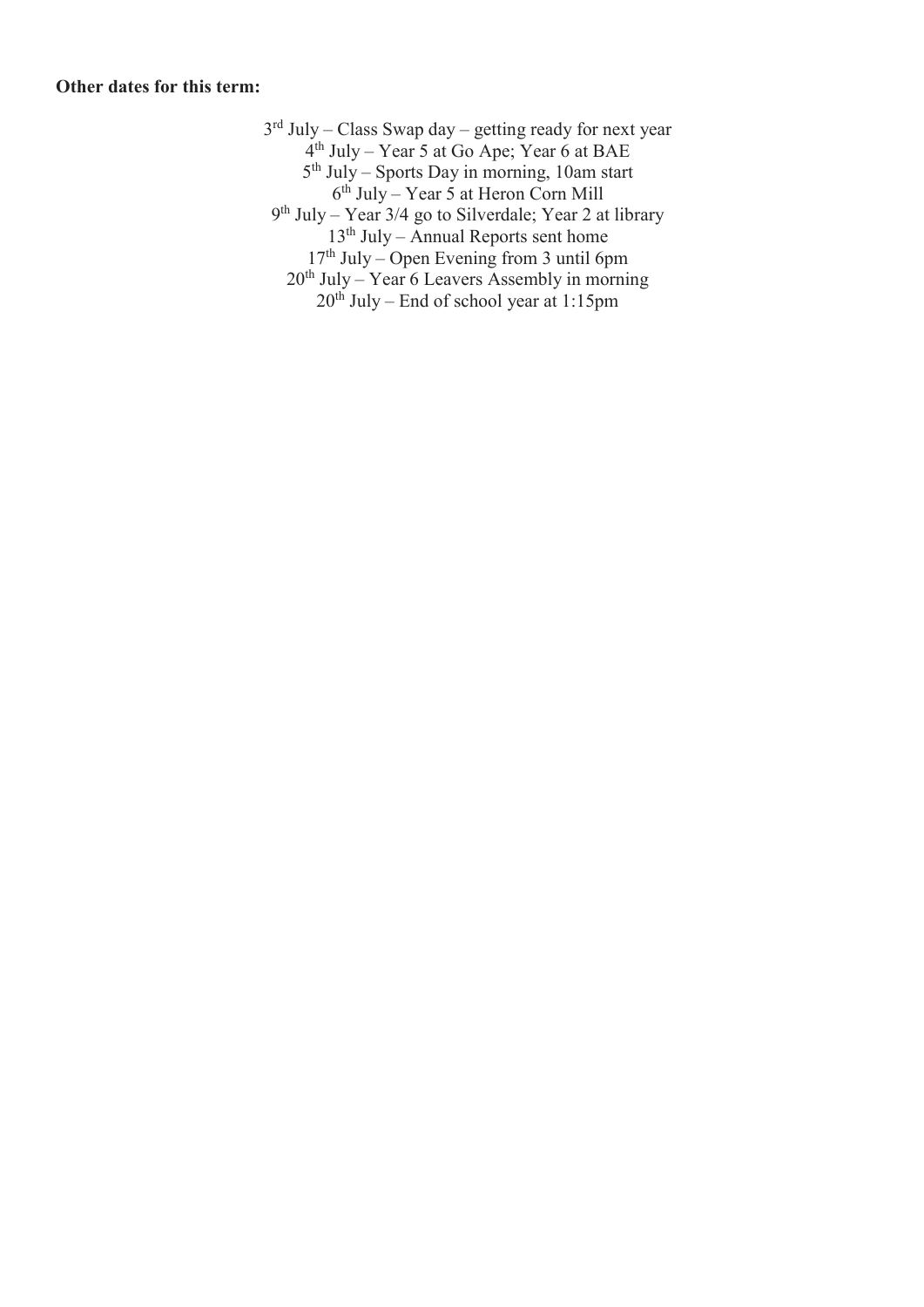**Other dates for this term:**

3rd July – Class Swap day – getting ready for next year
4th July – Year 5 at Go Ape; Year 6 at BAE
5th July – Sports Day in morning, 10am start
6th July – Year 5 at Heron Corn Mill
9th July – Year 3/4 go to Silverdale; Year 2 at library
13th July – Annual Reports sent home
17th July – Open Evening from 3 until 6pm
20th July – Year 6 Leavers Assembly in morning
20th July – End of school year at 1:15pm